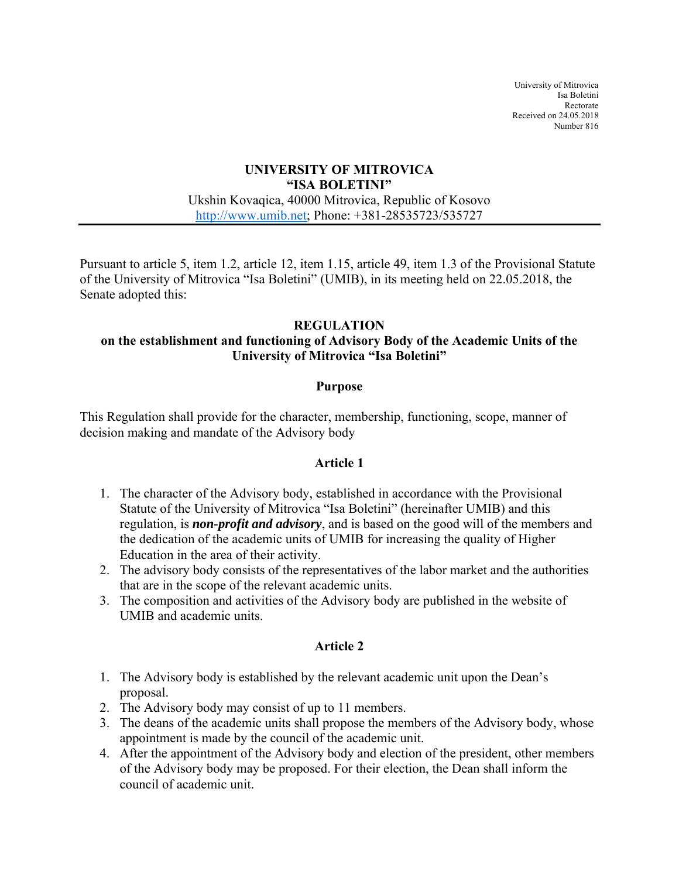University of Mitrovica
Isa Boletini
Rectorate
Received on 24.05.2018
Number 816

**UNIVERSITY OF MITROVICA**
**"ISA BOLETINI"**
Ukshin Kovaqica, 40000 Mitrovica, Republic of Kosovo
http://www.umib.net; Phone: +381-28535723/535727

---

Pursuant to article 5, item 1.2, article 12, item 1.15, article 49, item 1.3 of the Provisional Statute of the University of Mitrovica "Isa Boletini" (UMIB), in its meeting held on 22.05.2018, the Senate adopted this:

## REGULATION
## on the establishment and functioning of Advisory Body of the Academic Units of the University of Mitrovica "Isa Boletini"

### Purpose

This Regulation shall provide for the character, membership, functioning, scope, manner of decision making and mandate of the Advisory body

### Article 1

1. The character of the Advisory body, established in accordance with the Provisional Statute of the University of Mitrovica "Isa Boletini" (hereinafter UMIB) and this regulation, is ***non-profit and advisory***, and is based on the good will of the members and the dedication of the academic units of UMIB for increasing the quality of Higher Education in the area of their activity.
2. The advisory body consists of the representatives of the labor market and the authorities that are in the scope of the relevant academic units.
3. The composition and activities of the Advisory body are published in the website of UMIB and academic units.

### Article 2

1. The Advisory body is established by the relevant academic unit upon the Dean's proposal.
2. The Advisory body may consist of up to 11 members.
3. The deans of the academic units shall propose the members of the Advisory body, whose appointment is made by the council of the academic unit.
4. After the appointment of the Advisory body and election of the president, other members of the Advisory body may be proposed. For their election, the Dean shall inform the council of academic unit.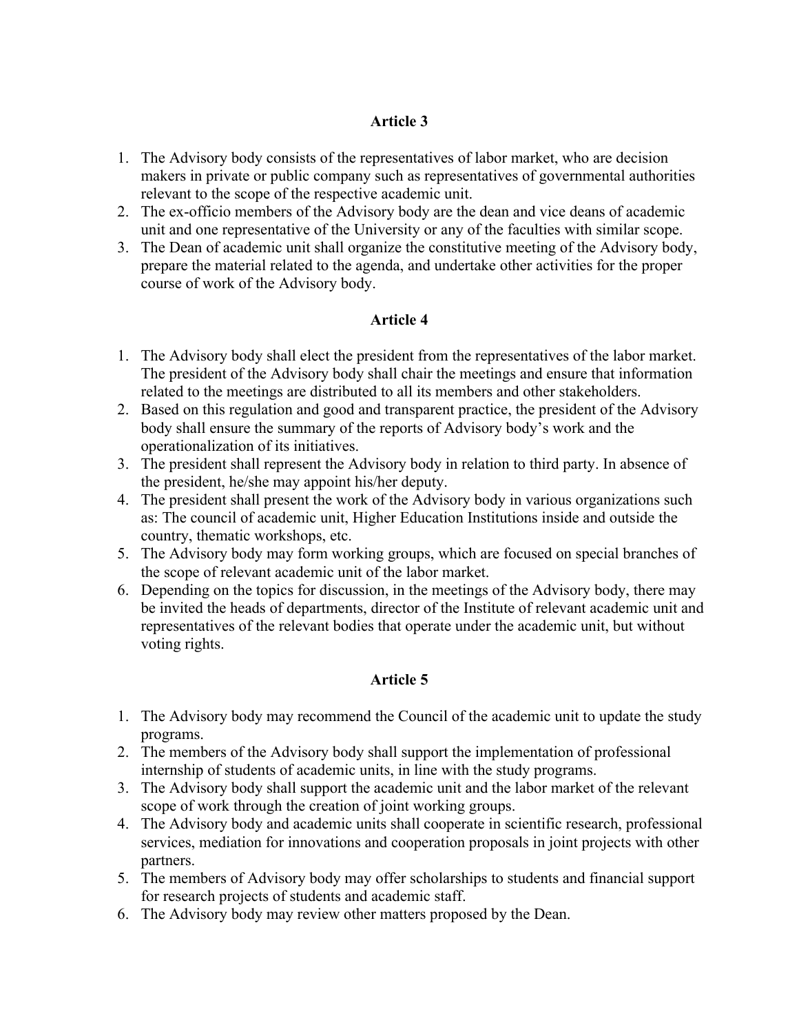## Article 3

1. The Advisory body consists of the representatives of labor market, who are decision makers in private or public company such as representatives of governmental authorities relevant to the scope of the respective academic unit.
2. The ex-officio members of the Advisory body are the dean and vice deans of academic unit and one representative of the University or any of the faculties with similar scope.
3. The Dean of academic unit shall organize the constitutive meeting of the Advisory body, prepare the material related to the agenda, and undertake other activities for the proper course of work of the Advisory body.

## Article 4

1. The Advisory body shall elect the president from the representatives of the labor market. The president of the Advisory body shall chair the meetings and ensure that information related to the meetings are distributed to all its members and other stakeholders.
2. Based on this regulation and good and transparent practice, the president of the Advisory body shall ensure the summary of the reports of Advisory body's work and the operationalization of its initiatives.
3. The president shall represent the Advisory body in relation to third party. In absence of the president, he/she may appoint his/her deputy.
4. The president shall present the work of the Advisory body in various organizations such as: The council of academic unit, Higher Education Institutions inside and outside the country, thematic workshops, etc.
5. The Advisory body may form working groups, which are focused on special branches of the scope of relevant academic unit of the labor market.
6. Depending on the topics for discussion, in the meetings of the Advisory body, there may be invited the heads of departments, director of the Institute of relevant academic unit and representatives of the relevant bodies that operate under the academic unit, but without voting rights.

## Article 5

1. The Advisory body may recommend the Council of the academic unit to update the study programs.
2. The members of the Advisory body shall support the implementation of professional internship of students of academic units, in line with the study programs.
3. The Advisory body shall support the academic unit and the labor market of the relevant scope of work through the creation of joint working groups.
4. The Advisory body and academic units shall cooperate in scientific research, professional services, mediation for innovations and cooperation proposals in joint projects with other partners.
5. The members of Advisory body may offer scholarships to students and financial support for research projects of students and academic staff.
6. The Advisory body may review other matters proposed by the Dean.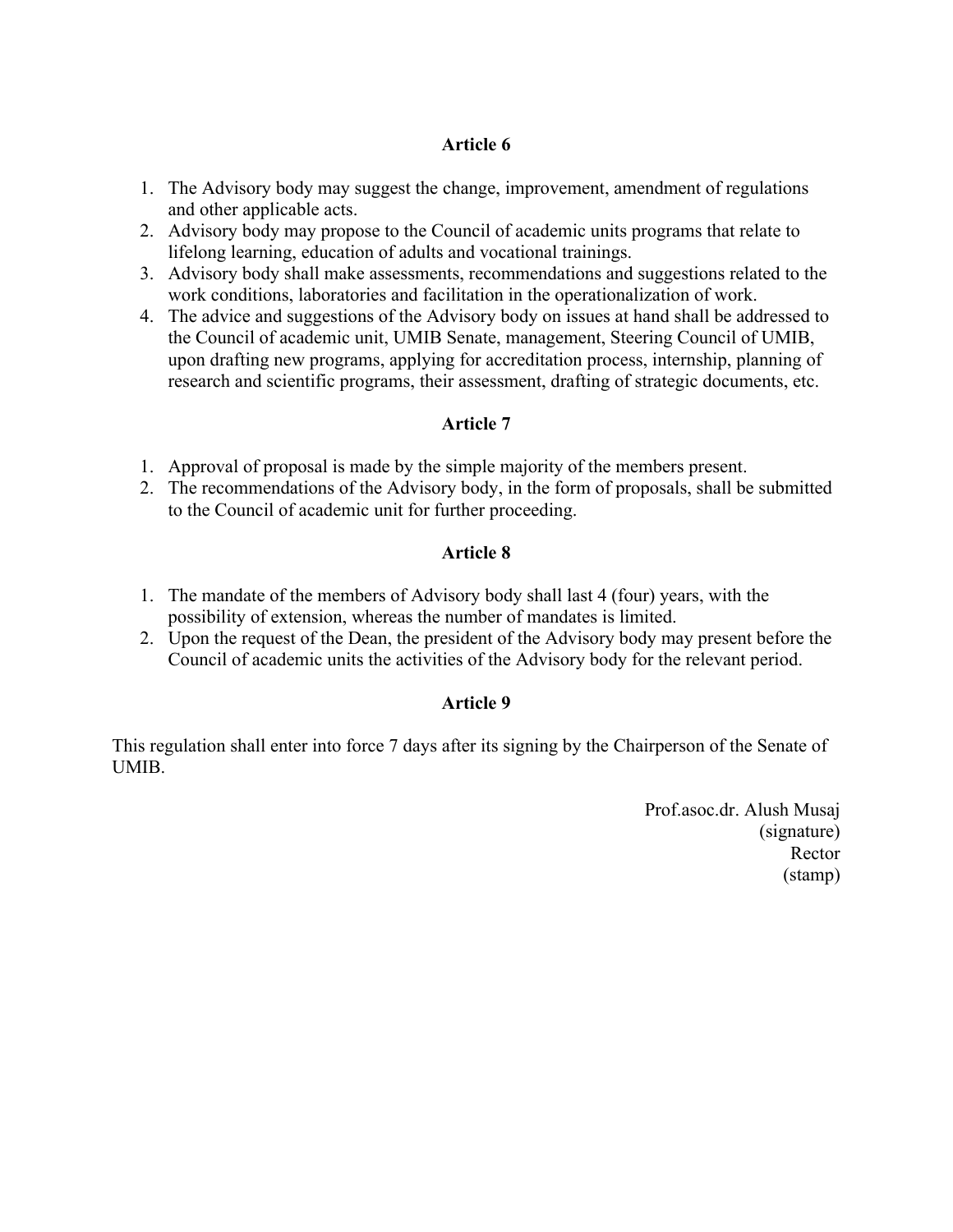## Article 6

1. The Advisory body may suggest the change, improvement, amendment of regulations and other applicable acts.
2. Advisory body may propose to the Council of academic units programs that relate to lifelong learning, education of adults and vocational trainings.
3. Advisory body shall make assessments, recommendations and suggestions related to the work conditions, laboratories and facilitation in the operationalization of work.
4. The advice and suggestions of the Advisory body on issues at hand shall be addressed to the Council of academic unit, UMIB Senate, management, Steering Council of UMIB, upon drafting new programs, applying for accreditation process, internship, planning of research and scientific programs, their assessment, drafting of strategic documents, etc.

## Article 7

1. Approval of proposal is made by the simple majority of the members present.
2. The recommendations of the Advisory body, in the form of proposals, shall be submitted to the Council of academic unit for further proceeding.

## Article 8

1. The mandate of the members of Advisory body shall last 4 (four) years, with the possibility of extension, whereas the number of mandates is limited.
2. Upon the request of the Dean, the president of the Advisory body may present before the Council of academic units the activities of the Advisory body for the relevant period.

## Article 9

This regulation shall enter into force 7 days after its signing by the Chairperson of the Senate of UMIB.

Prof.asoc.dr. Alush Musaj
(signature)
Rector
(stamp)